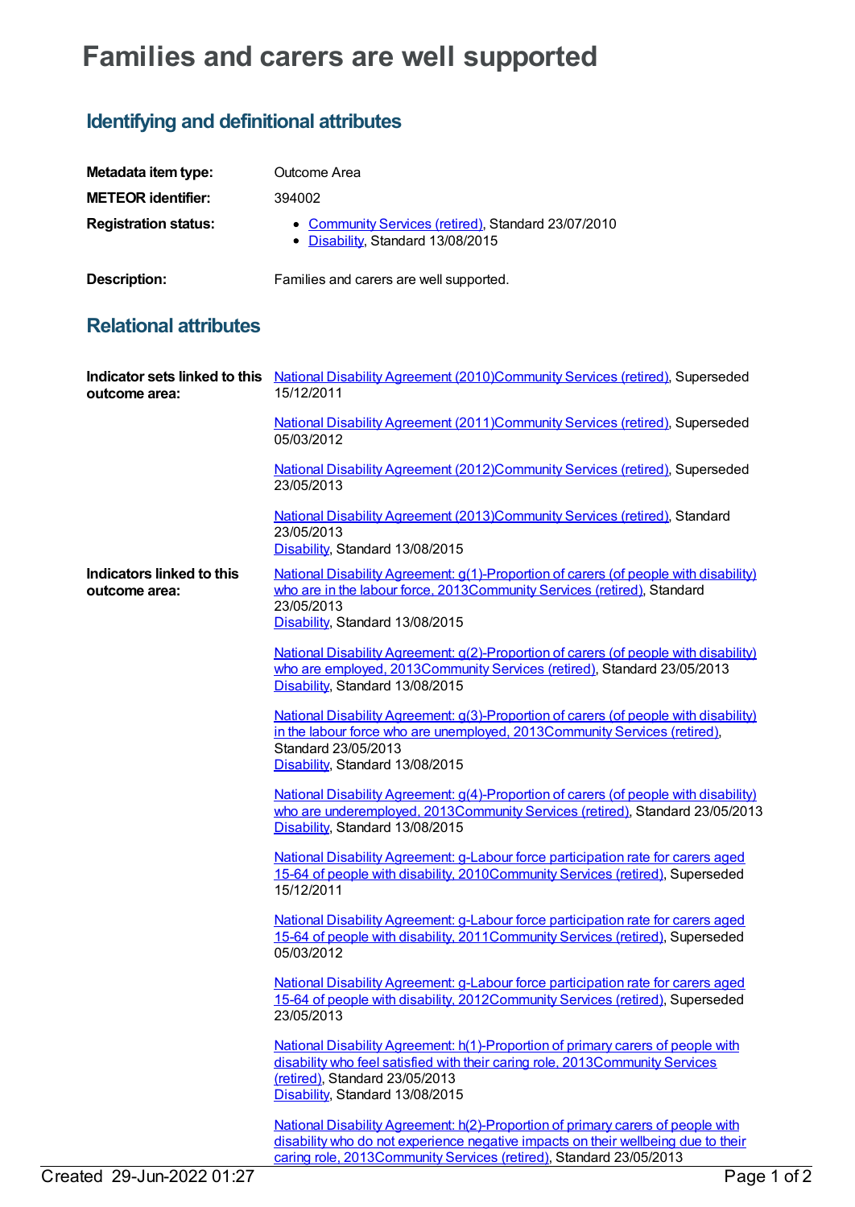# Families and carers are well supported

## Identifying and definitional attributes

| | |
|---|---|
| **Metadata item type:** | Outcome Area |
| **METEOR identifier:** | 394002 |
| **Registration status:** | • Community Services (retired), Standard 23/07/2010<br>• Disability, Standard 13/08/2015 |
| **Description:** | Families and carers are well supported. |

## Relational attributes

**Indicator sets linked to this outcome area:**

National Disability Agreement (2010)Community Services (retired), Superseded 15/12/2011

National Disability Agreement (2011)Community Services (retired), Superseded 05/03/2012

National Disability Agreement (2012)Community Services (retired), Superseded 23/05/2013

National Disability Agreement (2013)Community Services (retired), Standard 23/05/2013
Disability, Standard 13/08/2015

**Indicators linked to this outcome area:**

National Disability Agreement: g(1)-Proportion of carers (of people with disability) who are in the labour force, 2013Community Services (retired), Standard 23/05/2013
Disability, Standard 13/08/2015

National Disability Agreement: g(2)-Proportion of carers (of people with disability) who are employed, 2013Community Services (retired), Standard 23/05/2013
Disability, Standard 13/08/2015

National Disability Agreement: g(3)-Proportion of carers (of people with disability) in the labour force who are unemployed, 2013Community Services (retired), Standard 23/05/2013
Disability, Standard 13/08/2015

National Disability Agreement: g(4)-Proportion of carers (of people with disability) who are underemployed, 2013Community Services (retired), Standard 23/05/2013
Disability, Standard 13/08/2015

National Disability Agreement: g-Labour force participation rate for carers aged 15-64 of people with disability, 2010Community Services (retired), Superseded 15/12/2011

National Disability Agreement: g-Labour force participation rate for carers aged 15-64 of people with disability, 2011Community Services (retired), Superseded 05/03/2012

National Disability Agreement: g-Labour force participation rate for carers aged 15-64 of people with disability, 2012Community Services (retired), Superseded 23/05/2013

National Disability Agreement: h(1)-Proportion of primary carers of people with disability who feel satisfied with their caring role, 2013Community Services (retired), Standard 23/05/2013
Disability, Standard 13/08/2015

National Disability Agreement: h(2)-Proportion of primary carers of people with disability who do not experience negative impacts on their wellbeing due to their caring role, 2013Community Services (retired), Standard 23/05/2013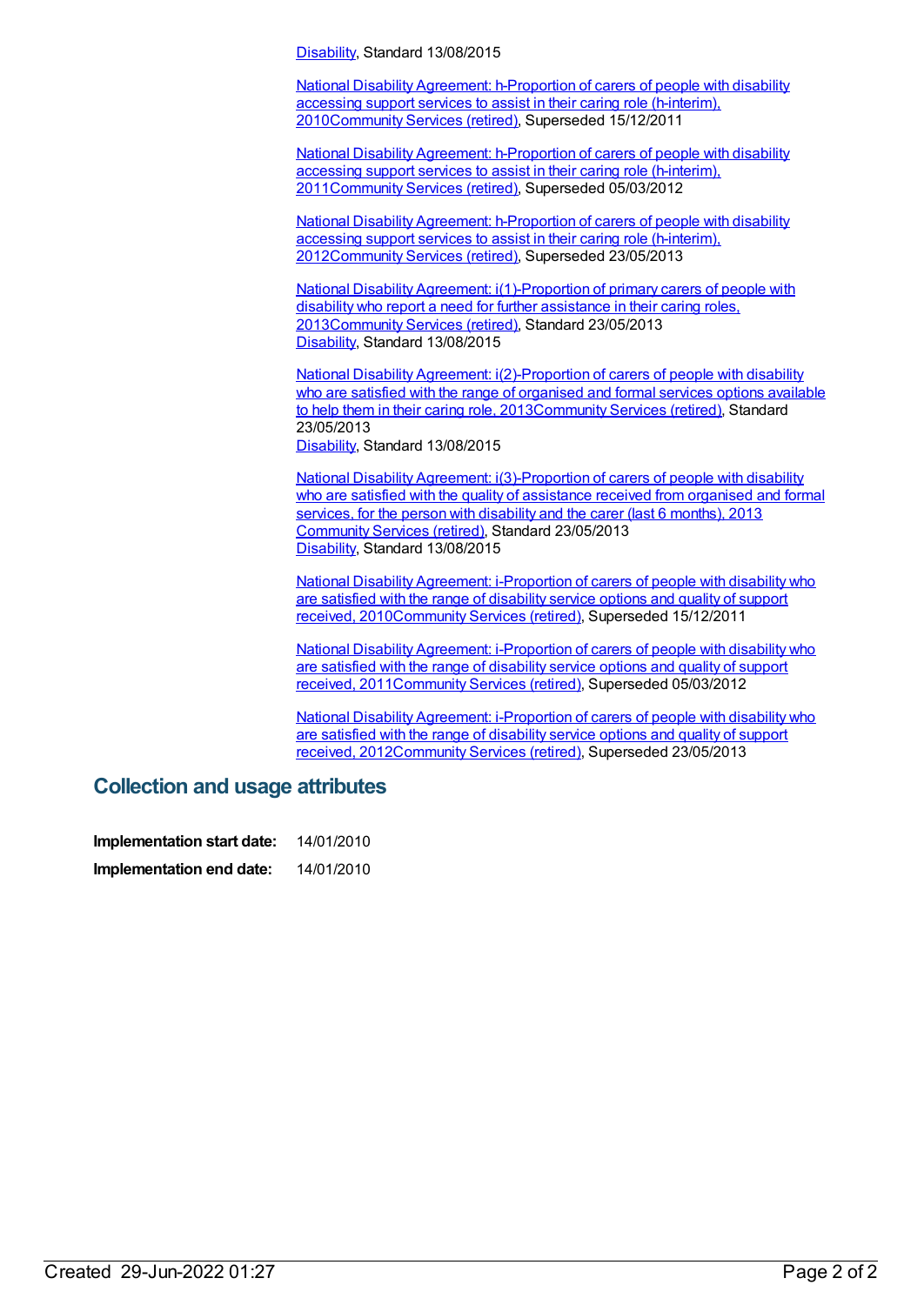[Disability](), Standard 13/08/2015

[National Disability Agreement: h-Proportion of carers of people with disability accessing support services to assist in their caring role (h-interim), 2010Community Services (retired)](), Superseded 15/12/2011

[National Disability Agreement: h-Proportion of carers of people with disability accessing support services to assist in their caring role (h-interim), 2011Community Services (retired)](), Superseded 05/03/2012

[National Disability Agreement: h-Proportion of carers of people with disability accessing support services to assist in their caring role (h-interim), 2012Community Services (retired)](), Superseded 23/05/2013

[National Disability Agreement: i(1)-Proportion of primary carers of people with disability who report a need for further assistance in their caring roles, 2013Community Services (retired)](), Standard 23/05/2013
[Disability](), Standard 13/08/2015

[National Disability Agreement: i(2)-Proportion of carers of people with disability who are satisfied with the range of organised and formal services options available to help them in their caring role, 2013Community Services (retired)](), Standard 23/05/2013
[Disability](), Standard 13/08/2015

[National Disability Agreement: i(3)-Proportion of carers of people with disability who are satisfied with the quality of assistance received from organised and formal services, for the person with disability and the carer (last 6 months), 2013 Community Services (retired)](), Standard 23/05/2013
[Disability](), Standard 13/08/2015

[National Disability Agreement: i-Proportion of carers of people with disability who are satisfied with the range of disability service options and quality of support received, 2010Community Services (retired)](), Superseded 15/12/2011

[National Disability Agreement: i-Proportion of carers of people with disability who are satisfied with the range of disability service options and quality of support received, 2011Community Services (retired)](), Superseded 05/03/2012

[National Disability Agreement: i-Proportion of carers of people with disability who are satisfied with the range of disability service options and quality of support received, 2012Community Services (retired)](), Superseded 23/05/2013

## Collection and usage attributes

**Implementation start date:** 14/01/2010

**Implementation end date:** 14/01/2010